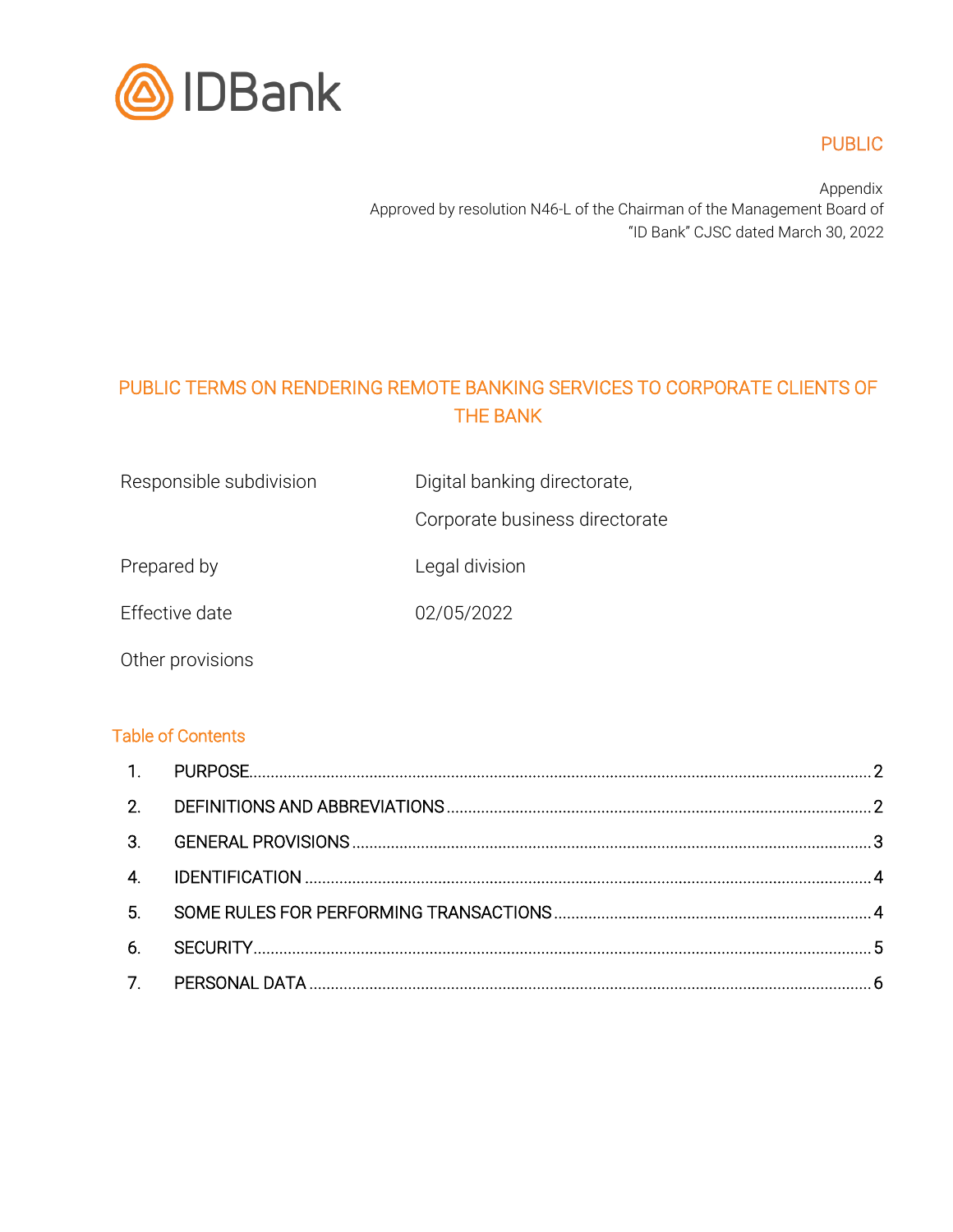PUBLIC

Appendix
Approved by resolution N46-L of the Chairman of the Management Board of
"ID Bank" CJSC dated March 30, 2022

# PUBLIC TERMS ON RENDERING REMOTE BANKING SERVICES TO CORPORATE CLIENTS OF THE BANK

| | |
|---|---|
| Responsible subdivision | Digital banking directorate,<br>Corporate business directorate |
| Prepared by | Legal division |
| Effective date | 02/05/2022 |
| Other provisions | |

## Table of Contents

1. PURPOSE .............................................................. 2
2. DEFINITIONS AND ABBREVIATIONS .............................................................. 2
3. GENERAL PROVISIONS .............................................................. 3
4. IDENTIFICATION .............................................................. 4
5. SOME RULES FOR PERFORMING TRANSACTIONS .............................................................. 4
6. SECURITY .............................................................. 5
7. PERSONAL DATA .............................................................. 6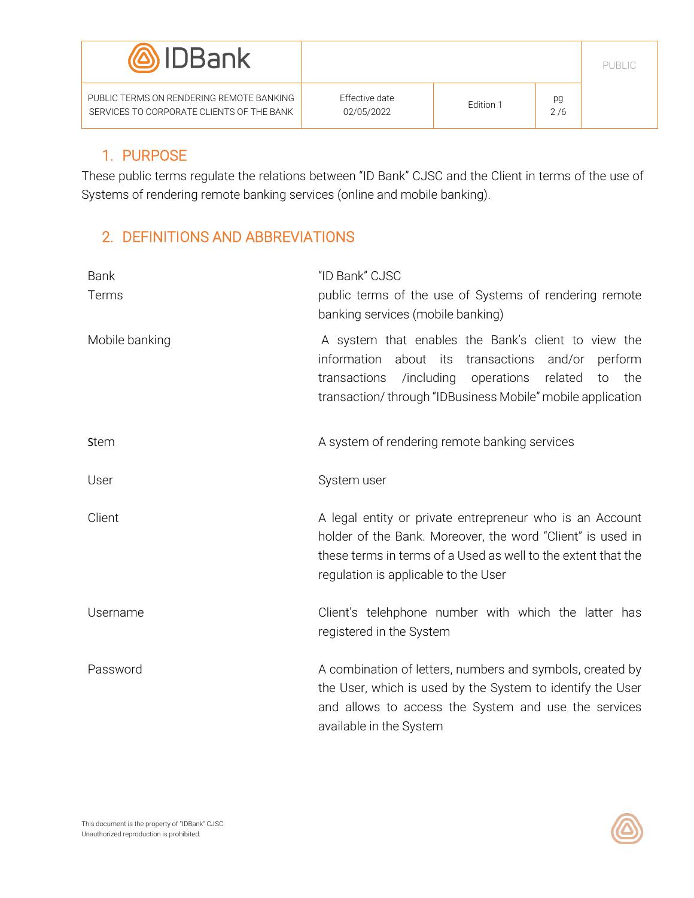## 1. PURPOSE

These public terms regulate the relations between "ID Bank" CJSC and the Client in terms of the use of Systems of rendering remote banking services (online and mobile banking).

## 2. DEFINITIONS AND ABBREVIATIONS

| | |
|---|---|
| Bank | "ID Bank" CJSC |
| Terms | public terms of the use of Systems of rendering remote banking services (mobile banking) |
| Mobile banking | A system that enables the Bank's client to view the information about its transactions and/or perform transactions /including operations related to the transaction/ through "IDBusiness Mobile" mobile application |
| Stem | A system of rendering remote banking services |
| User | System user |
| Client | A legal entity or private entrepreneur who is an Account holder of the Bank. Moreover, the word "Client" is used in these terms in terms of a Used as well to the extent that the regulation is applicable to the User |
| Username | Client's telehphone number with which the latter has registered in the System |
| Password | A combination of letters, numbers and symbols, created by the User, which is used by the System to identify the User and allows to access the System and use the services available in the System |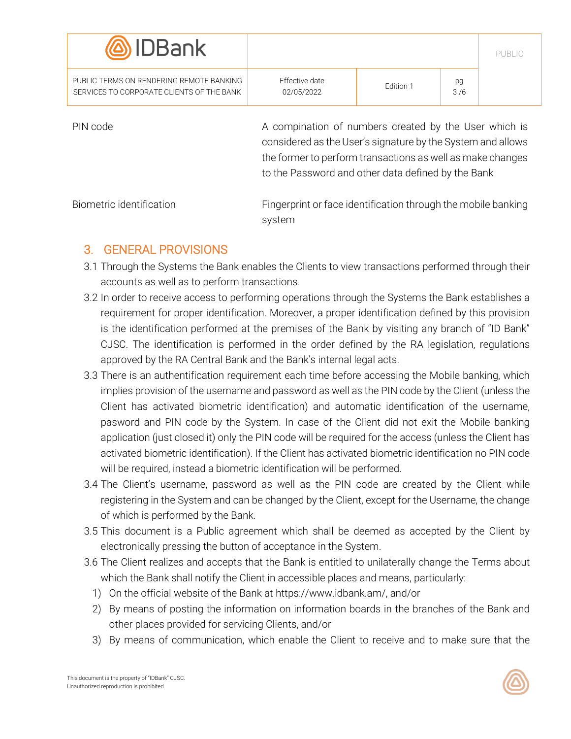| | |
|---|---|
| PIN code | A compination of numbers created by the User which is considered as the User's signature by the System and allows the former to perform transactions as well as make changes to the Password and other data defined by the Bank |
| Biometric identification | Fingerprint or face identification through the mobile banking system |

## 3. GENERAL PROVISIONS

3.1 Through the Systems the Bank enables the Clients to view transactions performed through their accounts as well as to perform transactions.

3.2 In order to receive access to performing operations through the Systems the Bank establishes a requirement for proper identification. Moreover, a proper identification defined by this provision is the identification performed at the premises of the Bank by visiting any branch of "ID Bank" CJSC. The identification is performed in the order defined by the RA legislation, regulations approved by the RA Central Bank and the Bank's internal legal acts.

3.3 There is an authentification requirement each time before accessing the Mobile banking, which implies provision of the username and password as well as the PIN code by the Client (unless the Client has activated biometric identification) and automatic identification of the username, pasword and PIN code by the System. In case of the Client did not exit the Mobile banking application (just closed it) only the PIN code will be required for the access (unless the Client has activated biometric identification). If the Client has activated biometric identification no PIN code will be required, instead a biometric identification will be performed.

3.4 The Client's username, password as well as the PIN code are created by the Client while registering in the System and can be changed by the Client, except for the Username, the change of which is performed by the Bank.

3.5 This document is a Public agreement which shall be deemed as accepted by the Client by electronically pressing the button of acceptance in the System.

3.6 The Client realizes and accepts that the Bank is entitled to unilaterally change the Terms about which the Bank shall notify the Client in accessible places and means, particularly:

1) On the official website of the Bank at https://www.idbank.am/, and/or
2) By means of posting the information on information boards in the branches of the Bank and other places provided for servicing Clients, and/or
3) By means of communication, which enable the Client to receive and to make sure that the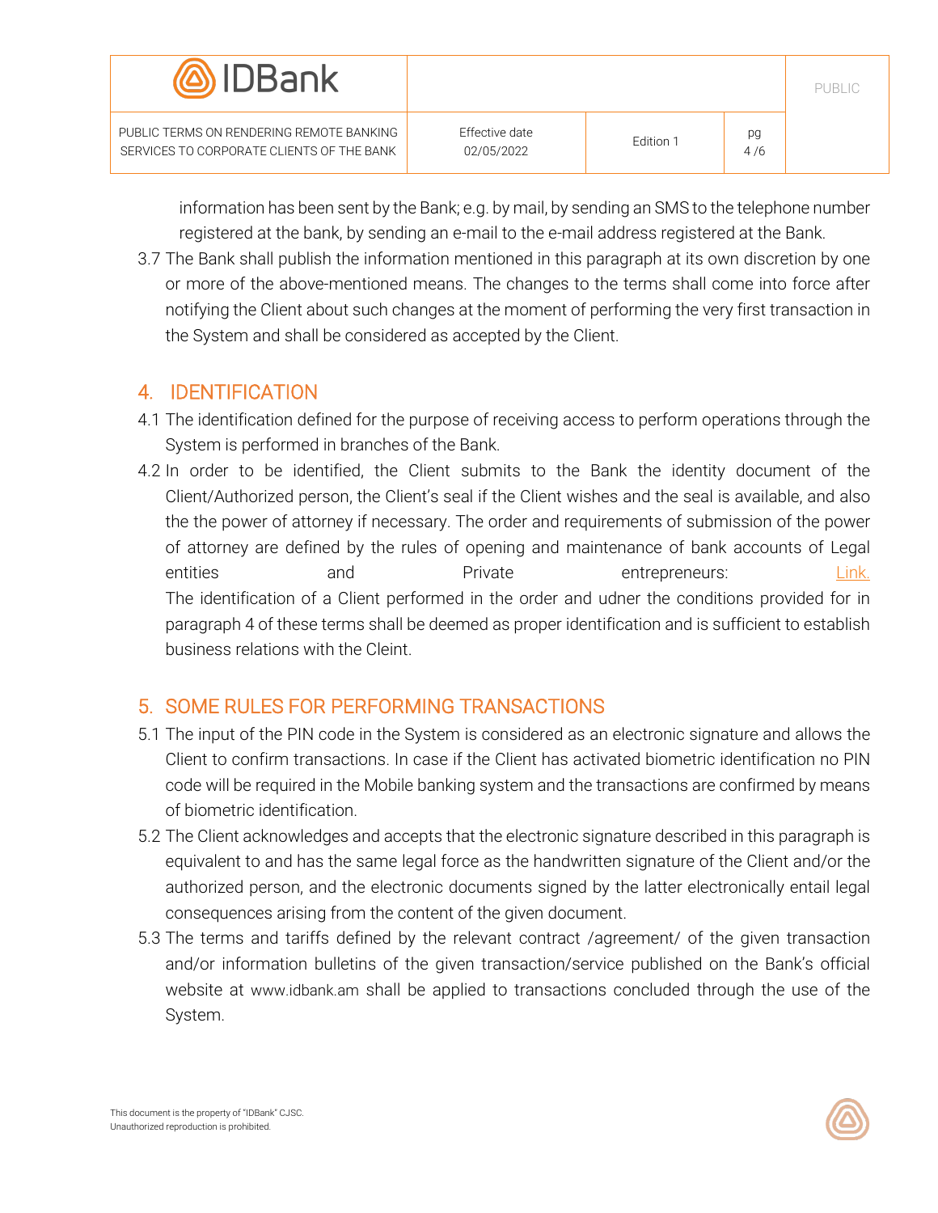information has been sent by the Bank; e.g. by mail, by sending an SMS to the telephone number registered at the bank, by sending an e-mail to the e-mail address registered at the Bank.

3.7 The Bank shall publish the information mentioned in this paragraph at its own discretion by one or more of the above-mentioned means. The changes to the terms shall come into force after notifying the Client about such changes at the moment of performing the very first transaction in the System and shall be considered as accepted by the Client.

## 4. IDENTIFICATION

4.1 The identification defined for the purpose of receiving access to perform operations through the System is performed in branches of the Bank.

4.2 In order to be identified, the Client submits to the Bank the identity document of the Client/Authorized person, the Client's seal if the Client wishes and the seal is available, and also the the power of attorney if necessary. The order and requirements of submission of the power of attorney are defined by the rules of opening and maintenance of bank accounts of Legal entities and Private entrepreneurs: Link.
The identification of a Client performed in the order and udner the conditions provided for in paragraph 4 of these terms shall be deemed as proper identification and is sufficient to establish business relations with the Cleint.

## 5. SOME RULES FOR PERFORMING TRANSACTIONS

5.1 The input of the PIN code in the System is considered as an electronic signature and allows the Client to confirm transactions. In case if the Client has activated biometric identification no PIN code will be required in the Mobile banking system and the transactions are confirmed by means of biometric identification.

5.2 The Client acknowledges and accepts that the electronic signature described in this paragraph is equivalent to and has the same legal force as the handwritten signature of the Client and/or the authorized person, and the electronic documents signed by the latter electronically entail legal consequences arising from the content of the given document.

5.3 The terms and tariffs defined by the relevant contract /agreement/ of the given transaction and/or information bulletins of the given transaction/service published on the Bank's official website at www.idbank.am shall be applied to transactions concluded through the use of the System.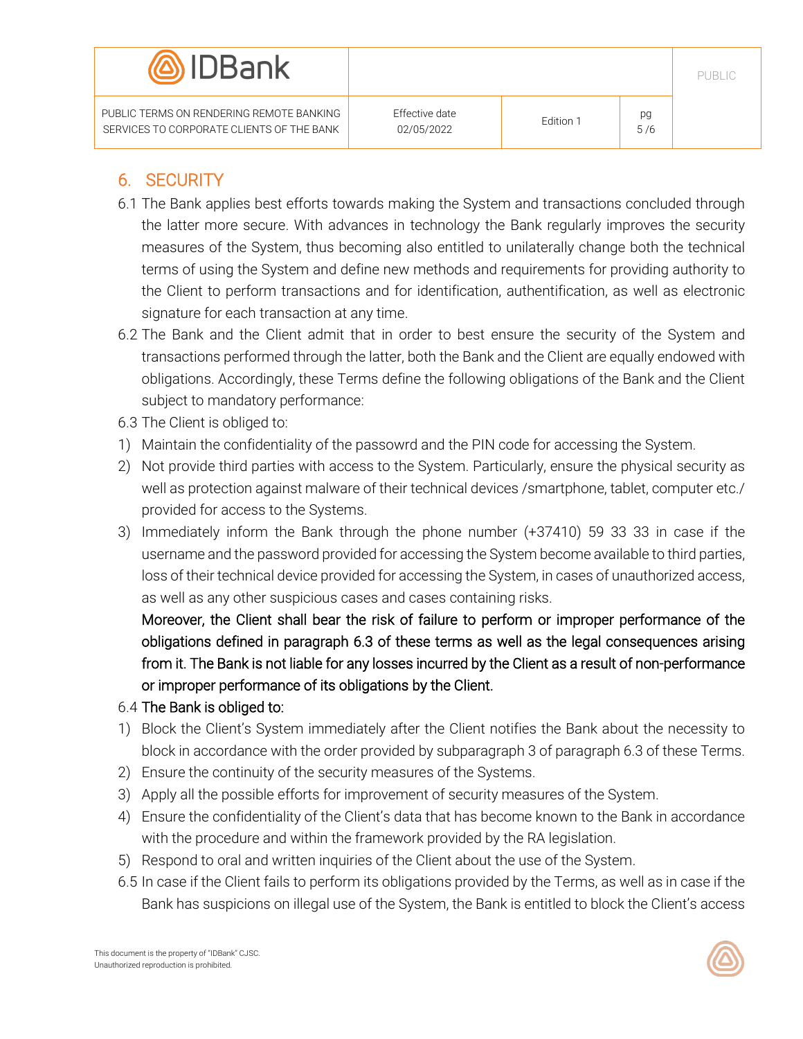## 6. SECURITY

6.1 The Bank applies best efforts towards making the System and transactions concluded through the latter more secure. With advances in technology the Bank regularly improves the security measures of the System, thus becoming also entitled to unilaterally change both the technical terms of using the System and define new methods and requirements for providing authority to the Client to perform transactions and for identification, authentification, as well as electronic signature for each transaction at any time.

6.2 The Bank and the Client admit that in order to best ensure the security of the System and transactions performed through the latter, both the Bank and the Client are equally endowed with obligations. Accordingly, these Terms define the following obligations of the Bank and the Client subject to mandatory performance:

6.3 The Client is obliged to:

1) Maintain the confidentiality of the passowrd and the PIN code for accessing the System.
2) Not provide third parties with access to the System. Particularly, ensure the physical security as well as protection against malware of their technical devices /smartphone, tablet, computer etc./ provided for access to the Systems.
3) Immediately inform the Bank through the phone number (+37410) 59 33 33 in case if the username and the password provided for accessing the System become available to third parties, loss of their technical device provided for accessing the System, in cases of unauthorized access, as well as any other suspicious cases and cases containing risks.

   Moreover, the Client shall bear the risk of failure to perform or improper performance of the obligations defined in paragraph 6.3 of these terms as well as the legal consequences arising from it. The Bank is not liable for any losses incurred by the Client as a result of non-performance or improper performance of its obligations by the Client.

6.4 The Bank is obliged to:

1) Block the Client's System immediately after the Client notifies the Bank about the necessity to block in accordance with the order provided by subparagraph 3 of paragraph 6.3 of these Terms.
2) Ensure the continuity of the security measures of the Systems.
3) Apply all the possible efforts for improvement of security measures of the System.
4) Ensure the confidentiality of the Client's data that has become known to the Bank in accordance with the procedure and within the framework provided by the RA legislation.
5) Respond to oral and written inquiries of the Client about the use of the System.

6.5 In case if the Client fails to perform its obligations provided by the Terms, as well as in case if the Bank has suspicions on illegal use of the System, the Bank is entitled to block the Client's access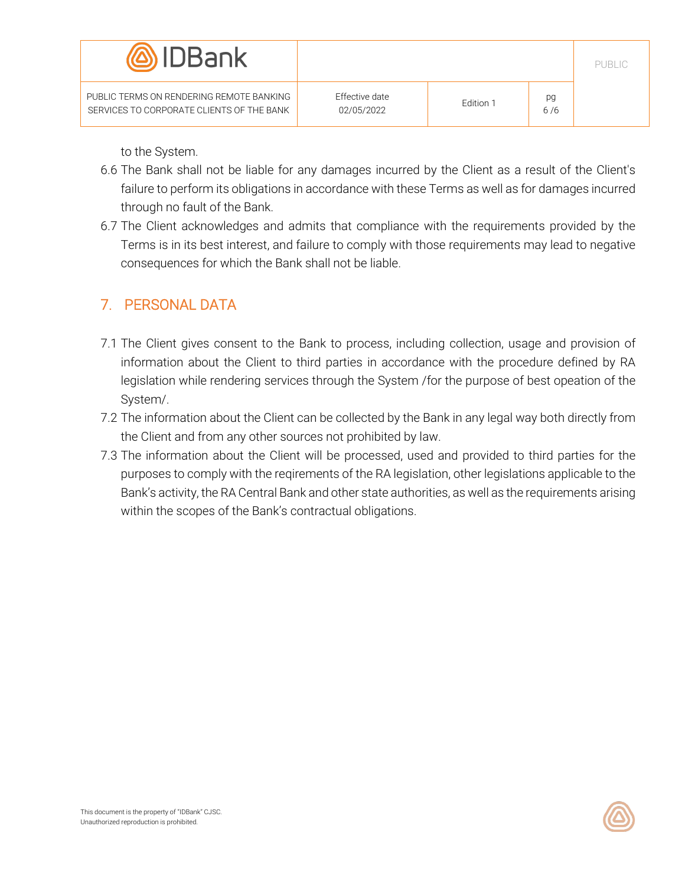to the System.

6.6 The Bank shall not be liable for any damages incurred by the Client as a result of the Client's failure to perform its obligations in accordance with these Terms as well as for damages incurred through no fault of the Bank.

6.7 The Client acknowledges and admits that compliance with the requirements provided by the Terms is in its best interest, and failure to comply with those requirements may lead to negative consequences for which the Bank shall not be liable.

## 7. PERSONAL DATA

7.1 The Client gives consent to the Bank to process, including collection, usage and provision of information about the Client to third parties in accordance with the procedure defined by RA legislation while rendering services through the System /for the purpose of best opeation of the System/.

7.2 The information about the Client can be collected by the Bank in any legal way both directly from the Client and from any other sources not prohibited by law.

7.3 The information about the Client will be processed, used and provided to third parties for the purposes to comply with the reqirements of the RA legislation, other legislations applicable to the Bank's activity, the RA Central Bank and other state authorities, as well as the requirements arising within the scopes of the Bank's contractual obligations.